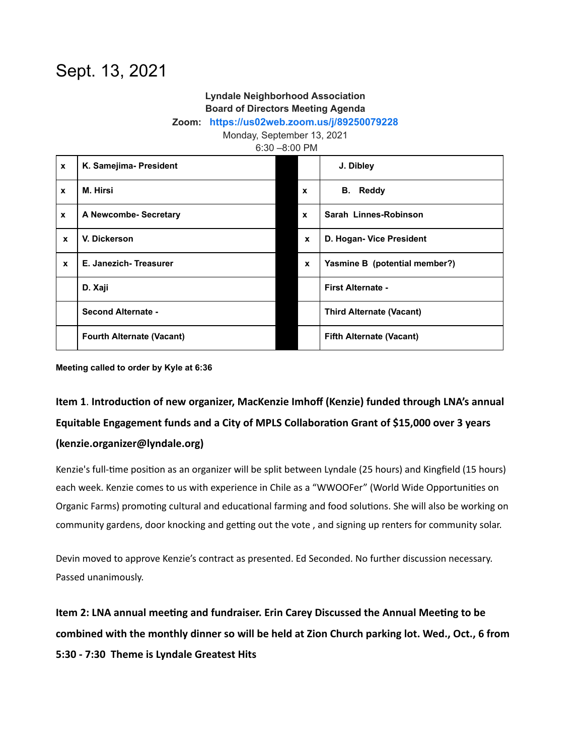# Sept. 13, 2021

**Lyndale Neighborhood Association**
**Board of Directors Meeting Agenda**
**Zoom: https://us02web.zoom.us/j/89250079228**
Monday, September 13, 2021
6:30 –8:00 PM

| | | | | |
|---|---|---|---|---|
| x | K. Samejima- President | | | J. Dibley |
| x | M. Hirsi | | x | B. Reddy |
| x | A Newcombe- Secretary | | x | Sarah Linnes-Robinson |
| x | V. Dickerson | | x | D. Hogan- Vice President |
| x | E. Janezich- Treasurer | | x | Yasmine B (potential member?) |
| | D. Xaji | | | First Alternate - |
| | Second Alternate - | | | Third Alternate (Vacant) |
| | Fourth Alternate (Vacant) | | | Fifth Alternate (Vacant) |

**Meeting called to order by Kyle at 6:36**

### Item 1. Introduction of new organizer, MacKenzie Imhoff (Kenzie) funded through LNA's annual Equitable Engagement funds and a City of MPLS Collaboration Grant of $15,000 over 3 years (kenzie.organizer@lyndale.org)

Kenzie's full-time position as an organizer will be split between Lyndale (25 hours) and Kingfield (15 hours) each week. Kenzie comes to us with experience in Chile as a "WWOOFer" (World Wide Opportunities on Organic Farms) promoting cultural and educational farming and food solutions. She will also be working on community gardens, door knocking and getting out the vote , and signing up renters for community solar.

Devin moved to approve Kenzie's contract as presented. Ed Seconded. No further discussion necessary. Passed unanimously.

### Item 2: LNA annual meeting and fundraiser. Erin Carey Discussed the Annual Meeting to be combined with the monthly dinner so will be held at Zion Church parking lot. Wed., Oct., 6 from 5:30 - 7:30 Theme is Lyndale Greatest Hits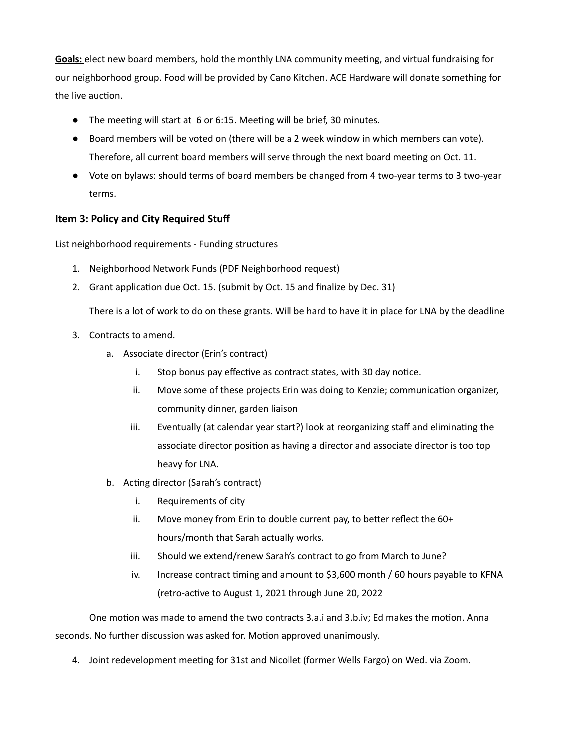**<u>Goals:</u>** elect new board members, hold the monthly LNA community meeting, and virtual fundraising for our neighborhood group. Food will be provided by Cano Kitchen. ACE Hardware will donate something for the live auction.

- The meeting will start at 6 or 6:15. Meeting will be brief, 30 minutes.
- Board members will be voted on (there will be a 2 week window in which members can vote). Therefore, all current board members will serve through the next board meeting on Oct. 11.
- Vote on bylaws: should terms of board members be changed from 4 two-year terms to 3 two-year terms.

### Item 3: Policy and City Required Stuff

List neighborhood requirements - Funding structures

1. Neighborhood Network Funds (PDF Neighborhood request)
2. Grant application due Oct. 15. (submit by Oct. 15 and finalize by Dec. 31)

   There is a lot of work to do on these grants. Will be hard to have it in place for LNA by the deadline

3. Contracts to amend.
   a. Associate director (Erin's contract)
      i. Stop bonus pay effective as contract states, with 30 day notice.
      ii. Move some of these projects Erin was doing to Kenzie; communication organizer, community dinner, garden liaison
      iii. Eventually (at calendar year start?) look at reorganizing staff and eliminating the associate director position as having a director and associate director is too top heavy for LNA.
   b. Acting director (Sarah's contract)
      i. Requirements of city
      ii. Move money from Erin to double current pay, to better reflect the 60+ hours/month that Sarah actually works.
      iii. Should we extend/renew Sarah's contract to go from March to June?
      iv. Increase contract timing and amount to $3,600 month / 60 hours payable to KFNA (retro-active to August 1, 2021 through June 20, 2022

   One motion was made to amend the two contracts 3.a.i and 3.b.iv; Ed makes the motion. Anna seconds. No further discussion was asked for. Motion approved unanimously.

4. Joint redevelopment meeting for 31st and Nicollet (former Wells Fargo) on Wed. via Zoom.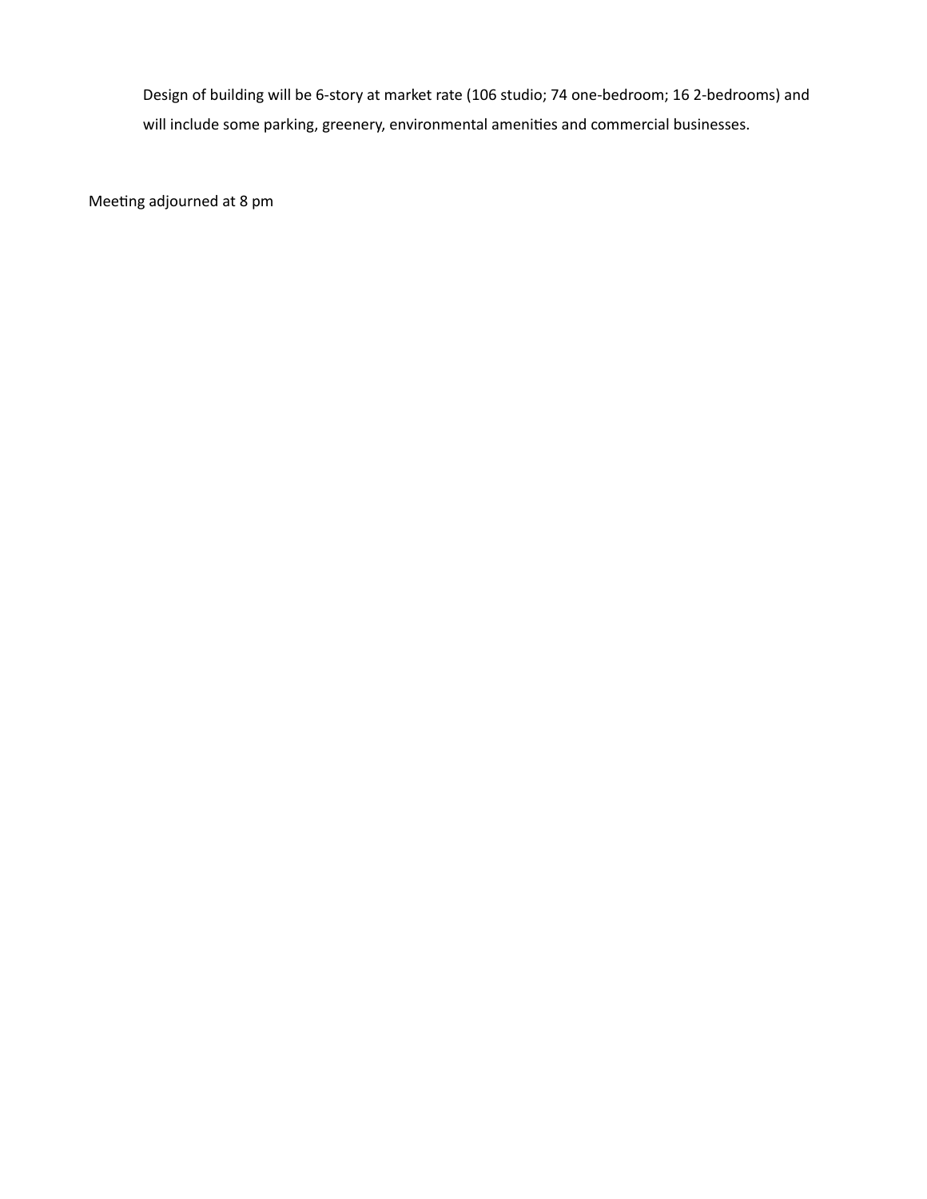Design of building will be 6-story at market rate (106 studio; 74 one-bedroom; 16 2-bedrooms) and will include some parking, greenery, environmental amenities and commercial businesses.

Meeting adjourned at 8 pm